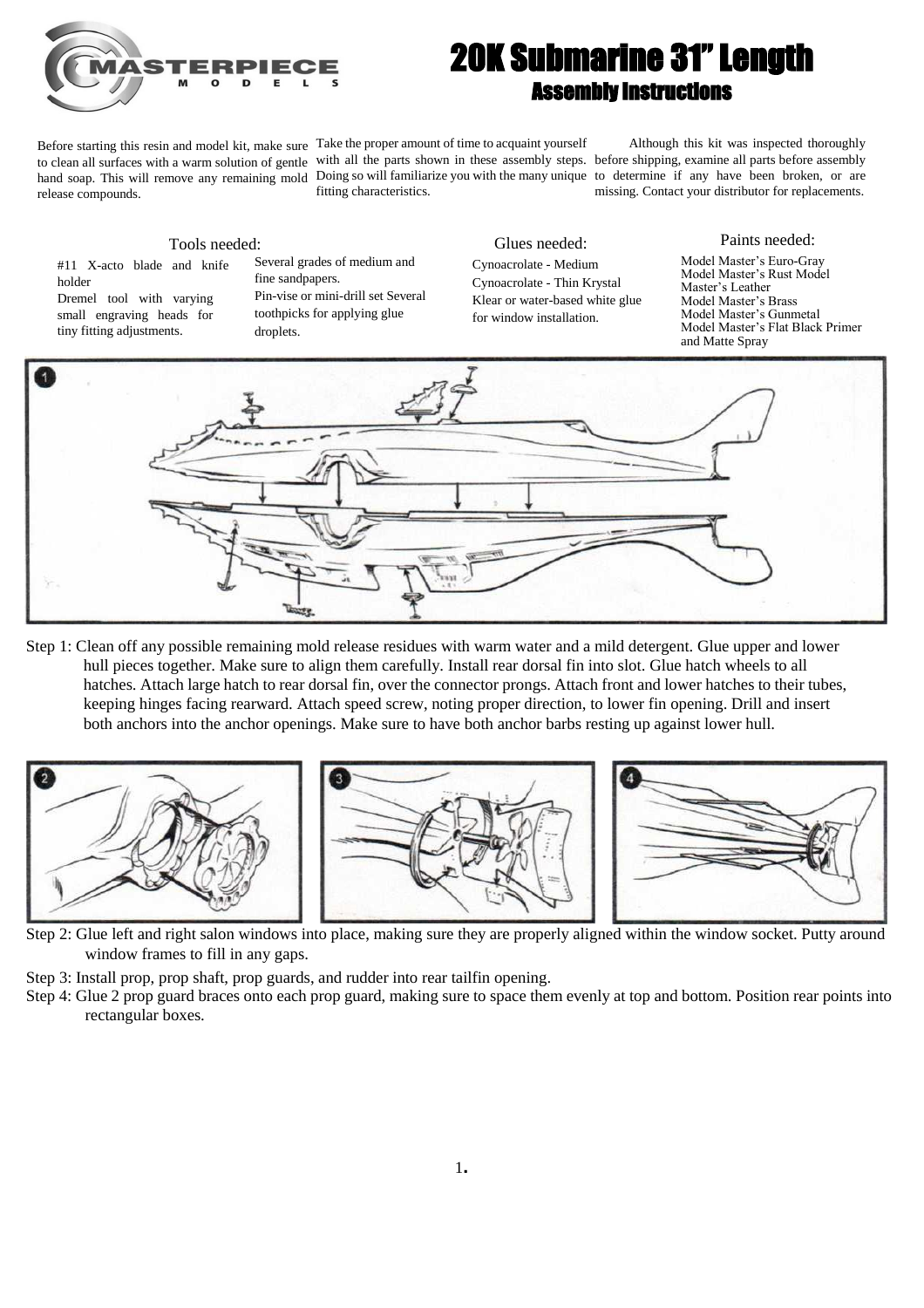# 20K Submarine 31" Length

## Assembly Instructions

Before starting this resin and model kit, make sure to clean all surfaces with a warm solution of gentle hand soap. This will remove any remaining mold release compounds.

Take the proper amount of time to acquaint yourself with all the parts shown in these assembly steps. Doing so will familiarize you with the many unique fitting characteristics.

Although this kit was inspected thoroughly before shipping, examine all parts before assembly to determine if any have been broken, or are missing. Contact your distributor for replacements.

**Tools needed:**

#11 X-acto blade and knife holder
Dremel tool with varying small engraving heads for tiny fitting adjustments.
Several grades of medium and fine sandpapers.
Pin-vise or mini-drill set Several toothpicks for applying glue droplets.

**Glues needed:**

Cynoacrolate - Medium
Cynoacrolate - Thin Krystal Klear or water-based white glue for window installation.

**Paints needed:**

Model Master's Euro-Gray
Model Master's Rust Model Master's Leather
Model Master's Brass
Model Master's Gunmetal
Model Master's Flat Black Primer and Matte Spray

Step 1: Clean off any possible remaining mold release residues with warm water and a mild detergent. Glue upper and lower hull pieces together. Make sure to align them carefully. Install rear dorsal fin into slot. Glue hatch wheels to all hatches. Attach large hatch to rear dorsal fin, over the connector prongs. Attach front and lower hatches to their tubes, keeping hinges facing rearward. Attach speed screw, noting proper direction, to lower fin opening. Drill and insert both anchors into the anchor openings. Make sure to have both anchor barbs resting up against lower hull.

Step 2: Glue left and right salon windows into place, making sure they are properly aligned within the window socket. Putty around window frames to fill in any gaps.

Step 3: Install prop, prop shaft, prop guards, and rudder into rear tailfin opening.

Step 4: Glue 2 prop guard braces onto each prop guard, making sure to space them evenly at top and bottom. Position rear points into rectangular boxes.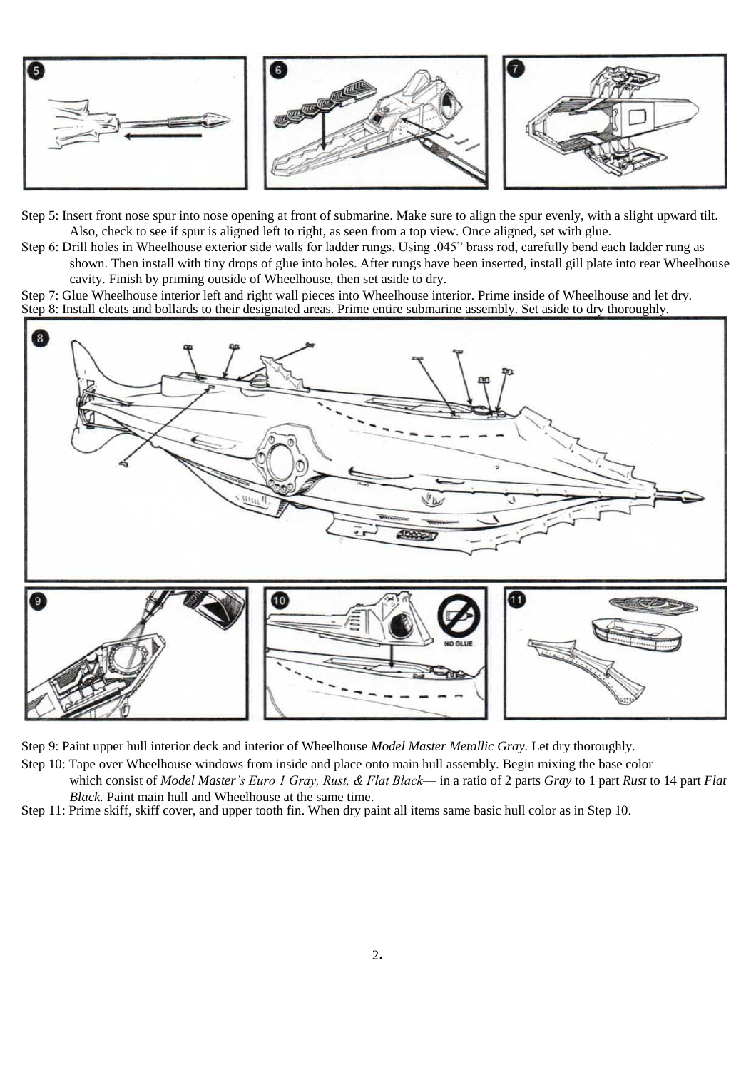Step 5: Insert front nose spur into nose opening at front of submarine. Make sure to align the spur evenly, with a slight upward tilt. Also, check to see if spur is aligned left to right, as seen from a top view. Once aligned, set with glue.

Step 6: Drill holes in Wheelhouse exterior side walls for ladder rungs. Using .045” brass rod, carefully bend each ladder rung as shown. Then install with tiny drops of glue into holes. After rungs have been inserted, install gill plate into rear Wheelhouse cavity. Finish by priming outside of Wheelhouse, then set aside to dry.

Step 7: Glue Wheelhouse interior left and right wall pieces into Wheelhouse interior. Prime inside of Wheelhouse and let dry.

Step 8: Install cleats and bollards to their designated areas. Prime entire submarine assembly. Set aside to dry thoroughly.

NO GLUE

Step 9: Paint upper hull interior deck and interior of Wheelhouse *Model Master Metallic Gray.* Let dry thoroughly.

Step 10: Tape over Wheelhouse windows from inside and place onto main hull assembly. Begin mixing the base color which consist of *Model Master’s Euro 1 Gray, Rust, & Flat Black*— in a ratio of 2 parts *Gray* to 1 part *Rust* to 14 part *Flat Black.* Paint main hull and Wheelhouse at the same time.

Step 11: Prime skiff, skiff cover, and upper tooth fin. When dry paint all items same basic hull color as in Step 10.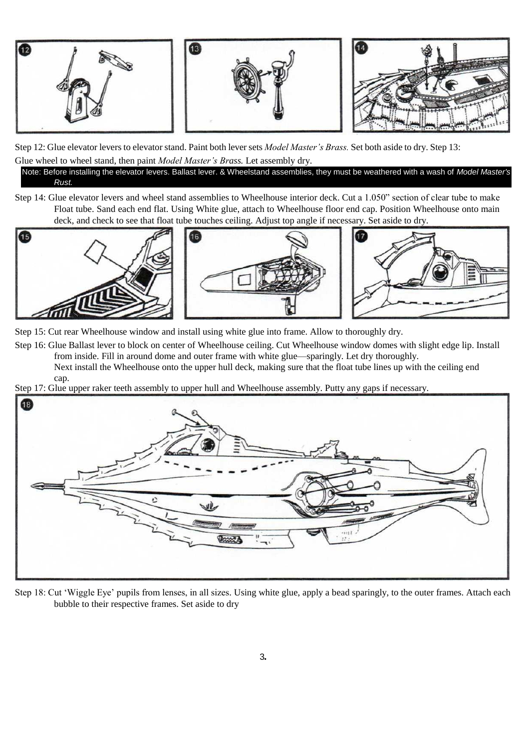Step 12: Glue elevator levers to elevator stand. Paint both lever sets *Model Master's Brass.* Set both aside to dry. Step 13: Glue wheel to wheel stand, then paint *Model Master's Brass.* Let assembly dry.

Note: Before installing the elevator levers. Ballast lever. & Wheelstand assemblies, they must be weathered with a wash of *Model Master's Rust.*

Step 14: Glue elevator levers and wheel stand assemblies to Wheelhouse interior deck. Cut a 1.050" section of clear tube to make Float tube. Sand each end flat. Using White glue, attach to Wheelhouse floor end cap. Position Wheelhouse onto main deck, and check to see that float tube touches ceiling. Adjust top angle if necessary. Set aside to dry.

Step 15: Cut rear Wheelhouse window and install using white glue into frame. Allow to thoroughly dry.

Step 16: Glue Ballast lever to block on center of Wheelhouse ceiling. Cut Wheelhouse window domes with slight edge lip. Install from inside. Fill in around dome and outer frame with white glue—sparingly. Let dry thoroughly.
Next install the Wheelhouse onto the upper hull deck, making sure that the float tube lines up with the ceiling end cap.

Step 17: Glue upper raker teeth assembly to upper hull and Wheelhouse assembly. Putty any gaps if necessary.

Step 18: Cut 'Wiggle Eye' pupils from lenses, in all sizes. Using white glue, apply a bead sparingly, to the outer frames. Attach each bubble to their respective frames. Set aside to dry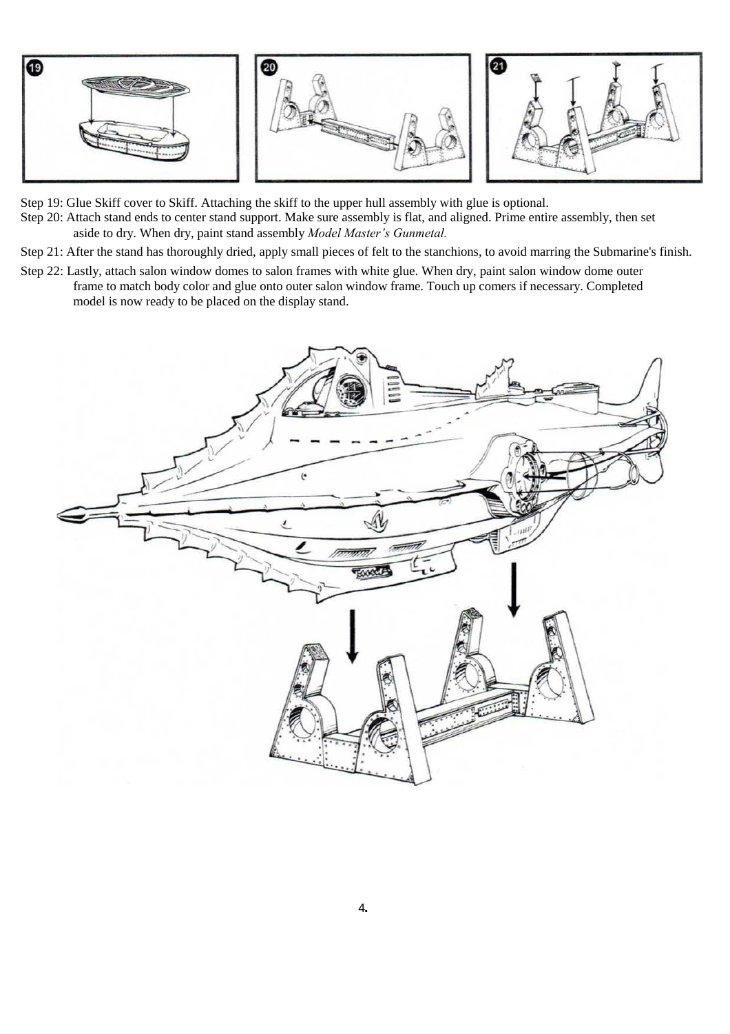Step 19: Glue Skiff cover to Skiff. Attaching the skiff to the upper hull assembly with glue is optional.

Step 20: Attach stand ends to center stand support. Make sure assembly is flat, and aligned. Prime entire assembly, then set aside to dry. When dry, paint stand assembly *Model Master's Gunmetal.*

Step 21: After the stand has thoroughly dried, apply small pieces of felt to the stanchions, to avoid marring the Submarine's finish.

Step 22: Lastly, attach salon window domes to salon frames with white glue. When dry, paint salon window dome outer frame to match body color and glue onto outer salon window frame. Touch up comers if necessary. Completed model is now ready to be placed on the display stand.